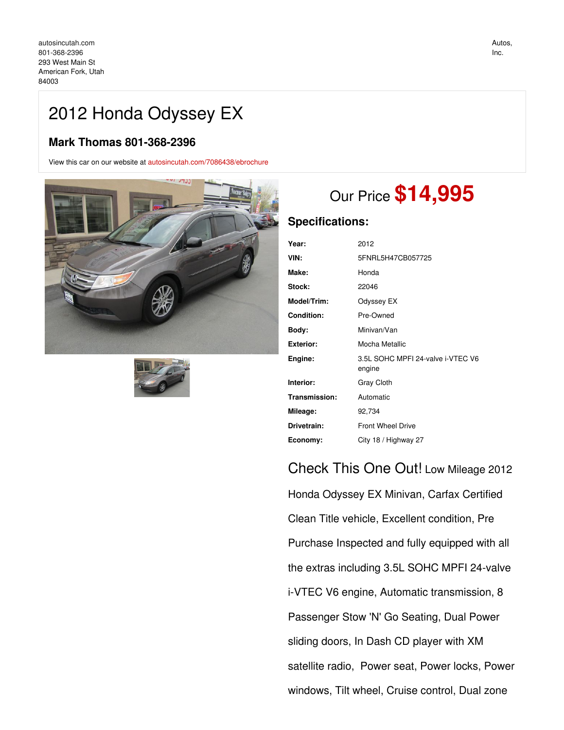autosincutah.com
801-368-2396
293 West Main St
American Fork, Utah
84003

Autos, Inc.

# 2012 Honda Odyssey EX

### Mark Thomas 801-368-2396

View this car on our website at autosincutah.com/7086438/ebrochure

## Our Price **$14,995**

### Specifications:

| | |
|---|---|
| **Year:** | 2012 |
| **VIN:** | 5FNRL5H47CB057725 |
| **Make:** | Honda |
| **Stock:** | 22046 |
| **Model/Trim:** | Odyssey EX |
| **Condition:** | Pre-Owned |
| **Body:** | Minivan/Van |
| **Exterior:** | Mocha Metallic |
| **Engine:** | 3.5L SOHC MPFI 24-valve i-VTEC V6 engine |
| **Interior:** | Gray Cloth |
| **Transmission:** | Automatic |
| **Mileage:** | 92,734 |
| **Drivetrain:** | Front Wheel Drive |
| **Economy:** | City 18 / Highway 27 |

Check This One Out! Low Mileage 2012 Honda Odyssey EX Minivan, Carfax Certified Clean Title vehicle, Excellent condition, Pre Purchase Inspected and fully equipped with all the extras including 3.5L SOHC MPFI 24-valve i-VTEC V6 engine, Automatic transmission, 8 Passenger Stow 'N' Go Seating, Dual Power sliding doors, In Dash CD player with XM satellite radio, Power seat, Power locks, Power windows, Tilt wheel, Cruise control, Dual zone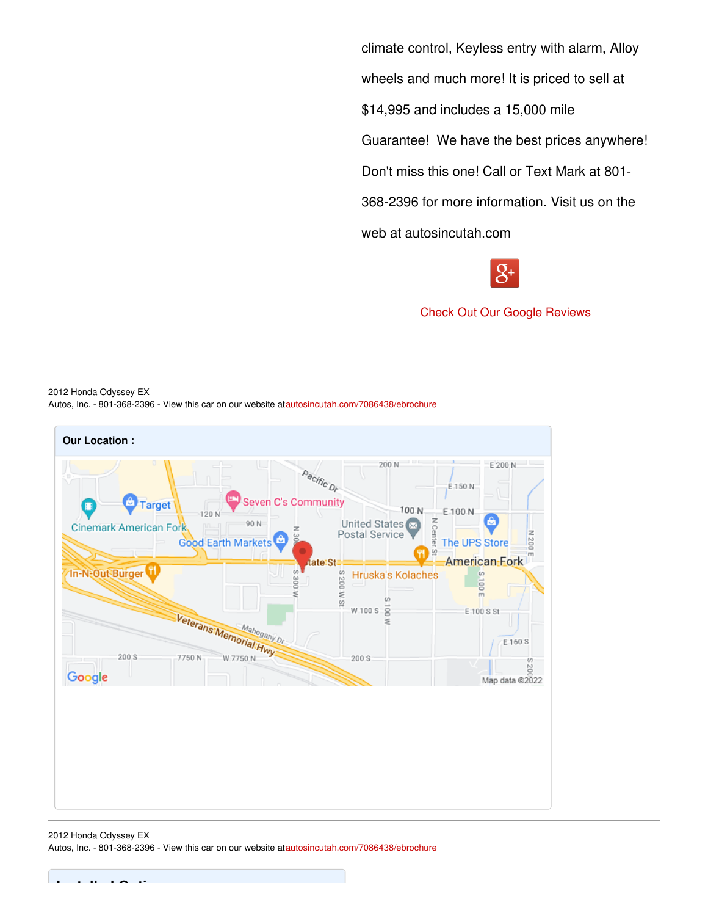climate control, Keyless entry with alarm, Alloy wheels and much more! It is priced to sell at $14,995 and includes a 15,000 mile Guarantee! We have the best prices anywhere! Don't miss this one! Call or Text Mark at 801-368-2396 for more information. Visit us on the web at autosincutah.com

Check Out Our Google Reviews

---

2012 Honda Odyssey EX
Autos, Inc. - 801-368-2396 - View this car on our website atautosincutah.com/7086438/ebrochure

**Our Location :**

---

2012 Honda Odyssey EX
Autos, Inc. - 801-368-2396 - View this car on our website atautosincutah.com/7086438/ebrochure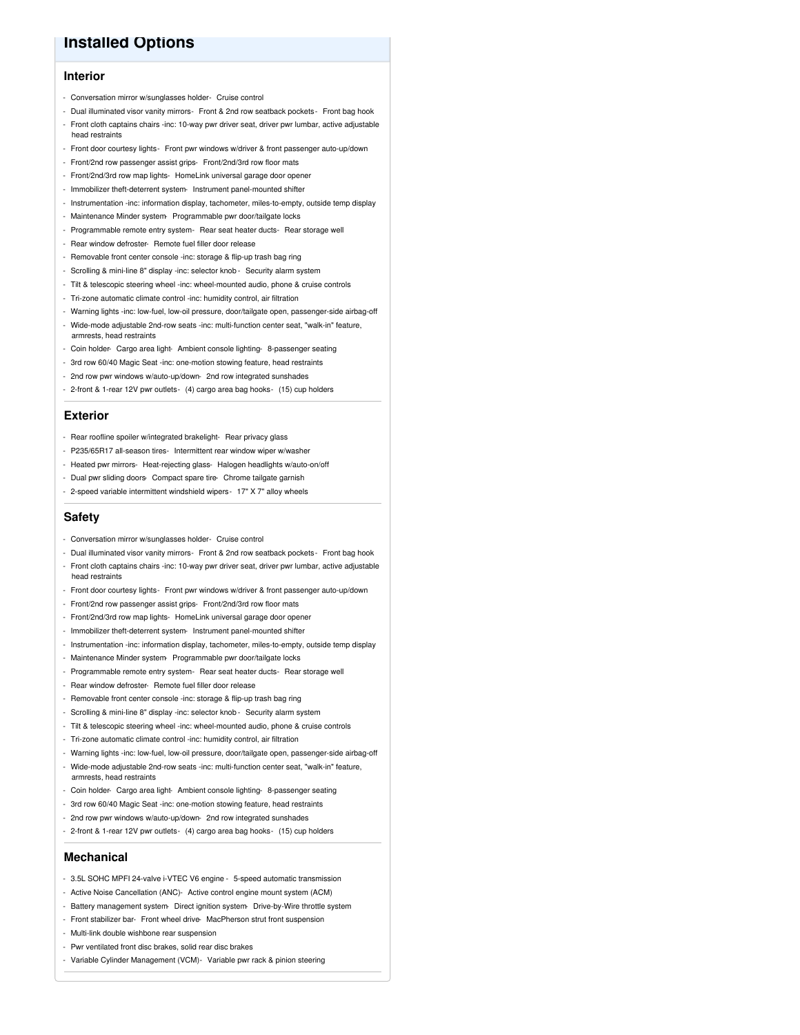## Installed Options

### Interior

- Conversation mirror w/sunglasses holder- Cruise control
- Dual illuminated visor vanity mirrors- Front & 2nd row seatback pockets- Front bag hook
- Front cloth captains chairs -inc: 10-way pwr driver seat, driver pwr lumbar, active adjustable head restraints
- Front door courtesy lights- Front pwr windows w/driver & front passenger auto-up/down
- Front/2nd row passenger assist grips- Front/2nd/3rd row floor mats
- Front/2nd/3rd row map lights- HomeLink universal garage door opener
- Immobilizer theft-deterrent system- Instrument panel-mounted shifter
- Instrumentation -inc: information display, tachometer, miles-to-empty, outside temp display
- Maintenance Minder system- Programmable pwr door/tailgate locks
- Programmable remote entry system- Rear seat heater ducts- Rear storage well
- Rear window defroster- Remote fuel filler door release
- Removable front center console -inc: storage & flip-up trash bag ring
- Scrolling & mini-line 8" display -inc: selector knob- Security alarm system
- Tilt & telescopic steering wheel -inc: wheel-mounted audio, phone & cruise controls
- Tri-zone automatic climate control -inc: humidity control, air filtration
- Warning lights -inc: low-fuel, low-oil pressure, door/tailgate open, passenger-side airbag-off
- Wide-mode adjustable 2nd-row seats -inc: multi-function center seat, "walk-in" feature, armrests, head restraints
- Coin holder- Cargo area light- Ambient console lighting- 8-passenger seating
- 3rd row 60/40 Magic Seat -inc: one-motion stowing feature, head restraints
- 2nd row pwr windows w/auto-up/down- 2nd row integrated sunshades
- 2-front & 1-rear 12V pwr outlets- (4) cargo area bag hooks- (15) cup holders

### Exterior

- Rear roofline spoiler w/integrated brakelight- Rear privacy glass
- P235/65R17 all-season tires- Intermittent rear window wiper w/washer
- Heated pwr mirrors- Heat-rejecting glass- Halogen headlights w/auto-on/off
- Dual pwr sliding doors- Compact spare tire- Chrome tailgate garnish
- 2-speed variable intermittent windshield wipers- 17" X 7" alloy wheels

### Safety

- Conversation mirror w/sunglasses holder- Cruise control
- Dual illuminated visor vanity mirrors- Front & 2nd row seatback pockets- Front bag hook
- Front cloth captains chairs -inc: 10-way pwr driver seat, driver pwr lumbar, active adjustable head restraints
- Front door courtesy lights- Front pwr windows w/driver & front passenger auto-up/down
- Front/2nd row passenger assist grips- Front/2nd/3rd row floor mats
- Front/2nd/3rd row map lights- HomeLink universal garage door opener
- Immobilizer theft-deterrent system- Instrument panel-mounted shifter
- Instrumentation -inc: information display, tachometer, miles-to-empty, outside temp display
- Maintenance Minder system- Programmable pwr door/tailgate locks
- Programmable remote entry system- Rear seat heater ducts- Rear storage well
- Rear window defroster- Remote fuel filler door release
- Removable front center console -inc: storage & flip-up trash bag ring
- Scrolling & mini-line 8" display -inc: selector knob- Security alarm system
- Tilt & telescopic steering wheel -inc: wheel-mounted audio, phone & cruise controls
- Tri-zone automatic climate control -inc: humidity control, air filtration
- Warning lights -inc: low-fuel, low-oil pressure, door/tailgate open, passenger-side airbag-off
- Wide-mode adjustable 2nd-row seats -inc: multi-function center seat, "walk-in" feature, armrests, head restraints
- Coin holder- Cargo area light- Ambient console lighting- 8-passenger seating
- 3rd row 60/40 Magic Seat -inc: one-motion stowing feature, head restraints
- 2nd row pwr windows w/auto-up/down- 2nd row integrated sunshades
- 2-front & 1-rear 12V pwr outlets- (4) cargo area bag hooks- (15) cup holders

### Mechanical

- 3.5L SOHC MPFI 24-valve i-VTEC V6 engine - 5-speed automatic transmission
- Active Noise Cancellation (ANC)- Active control engine mount system (ACM)
- Battery management system- Direct ignition system- Drive-by-Wire throttle system
- Front stabilizer bar- Front wheel drive- MacPherson strut front suspension
- Multi-link double wishbone rear suspension
- Pwr ventilated front disc brakes, solid rear disc brakes
- Variable Cylinder Management (VCM)- Variable pwr rack & pinion steering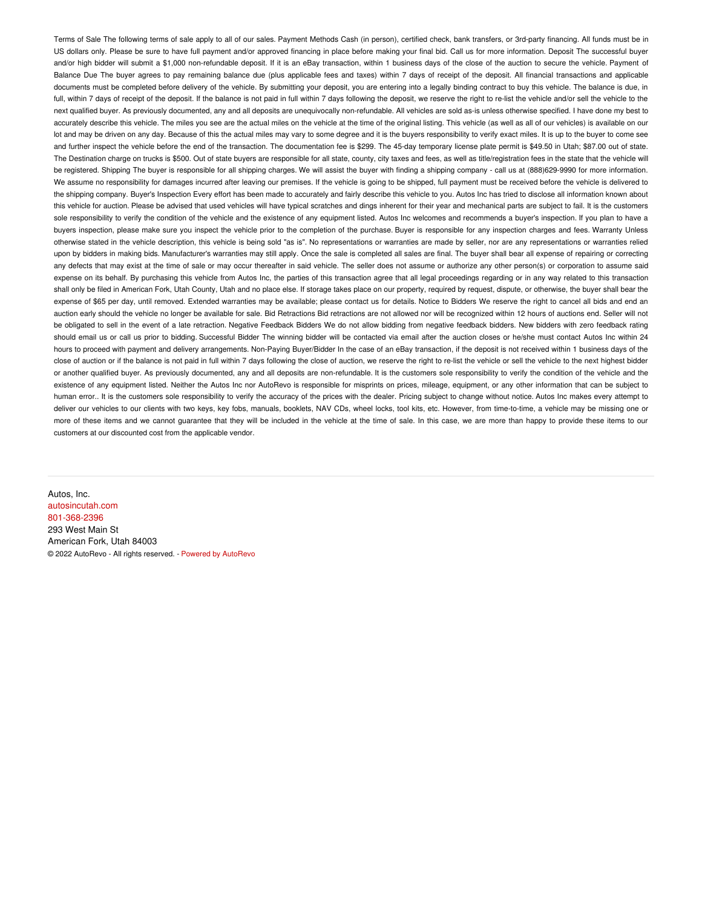Terms of Sale The following terms of sale apply to all of our sales. Payment Methods Cash (in person), certified check, bank transfers, or 3rd-party financing. All funds must be in US dollars only. Please be sure to have full payment and/or approved financing in place before making your final bid. Call us for more information. Deposit The successful buyer and/or high bidder will submit a $1,000 non-refundable deposit. If it is an eBay transaction, within 1 business days of the close of the auction to secure the vehicle. Payment of Balance Due The buyer agrees to pay remaining balance due (plus applicable fees and taxes) within 7 days of receipt of the deposit. All financial transactions and applicable documents must be completed before delivery of the vehicle. By submitting your deposit, you are entering into a legally binding contract to buy this vehicle. The balance is due, in full, within 7 days of receipt of the deposit. If the balance is not paid in full within 7 days following the deposit, we reserve the right to re-list the vehicle and/or sell the vehicle to the next qualified buyer. As previously documented, any and all deposits are unequivocally non-refundable. All vehicles are sold as-is unless otherwise specified. I have done my best to accurately describe this vehicle. The miles you see are the actual miles on the vehicle at the time of the original listing. This vehicle (as well as all of our vehicles) is available on our lot and may be driven on any day. Because of this the actual miles may vary to some degree and it is the buyers responsibility to verify exact miles. It is up to the buyer to come see and further inspect the vehicle before the end of the transaction. The documentation fee is $299. The 45-day temporary license plate permit is $49.50 in Utah; $87.00 out of state. The Destination charge on trucks is $500. Out of state buyers are responsible for all state, county, city taxes and fees, as well as title/registration fees in the state that the vehicle will be registered. Shipping The buyer is responsible for all shipping charges. We will assist the buyer with finding a shipping company - call us at (888)629-9990 for more information. We assume no responsibility for damages incurred after leaving our premises. If the vehicle is going to be shipped, full payment must be received before the vehicle is delivered to the shipping company. Buyer's Inspection Every effort has been made to accurately and fairly describe this vehicle to you. Autos Inc has tried to disclose all information known about this vehicle for auction. Please be advised that used vehicles will have typical scratches and dings inherent for their year and mechanical parts are subject to fail. It is the customers sole responsibility to verify the condition of the vehicle and the existence of any equipment listed. Autos Inc welcomes and recommends a buyer's inspection. If you plan to have a buyers inspection, please make sure you inspect the vehicle prior to the completion of the purchase. Buyer is responsible for any inspection charges and fees. Warranty Unless otherwise stated in the vehicle description, this vehicle is being sold "as is". No representations or warranties are made by seller, nor are any representations or warranties relied upon by bidders in making bids. Manufacturer's warranties may still apply. Once the sale is completed all sales are final. The buyer shall bear all expense of repairing or correcting any defects that may exist at the time of sale or may occur thereafter in said vehicle. The seller does not assume or authorize any other person(s) or corporation to assume said expense on its behalf. By purchasing this vehicle from Autos Inc, the parties of this transaction agree that all legal proceedings regarding or in any way related to this transaction shall only be filed in American Fork, Utah County, Utah and no place else. If storage takes place on our property, required by request, dispute, or otherwise, the buyer shall bear the expense of $65 per day, until removed. Extended warranties may be available; please contact us for details. Notice to Bidders We reserve the right to cancel all bids and end an auction early should the vehicle no longer be available for sale. Bid Retractions Bid retractions are not allowed nor will be recognized within 12 hours of auctions end. Seller will not be obligated to sell in the event of a late retraction. Negative Feedback Bidders We do not allow bidding from negative feedback bidders. New bidders with zero feedback rating should email us or call us prior to bidding. Successful Bidder The winning bidder will be contacted via email after the auction closes or he/she must contact Autos Inc within 24 hours to proceed with payment and delivery arrangements. Non-Paying Buyer/Bidder In the case of an eBay transaction, if the deposit is not received within 1 business days of the close of auction or if the balance is not paid in full within 7 days following the close of auction, we reserve the right to re-list the vehicle or sell the vehicle to the next highest bidder or another qualified buyer. As previously documented, any and all deposits are non-refundable. It is the customers sole responsibility to verify the condition of the vehicle and the existence of any equipment listed. Neither the Autos Inc nor AutoRevo is responsible for misprints on prices, mileage, equipment, or any other information that can be subject to human error.. It is the customers sole responsibility to verify the accuracy of the prices with the dealer. Pricing subject to change without notice. Autos Inc makes every attempt to deliver our vehicles to our clients with two keys, key fobs, manuals, booklets, NAV CDs, wheel locks, tool kits, etc. However, from time-to-time, a vehicle may be missing one or more of these items and we cannot guarantee that they will be included in the vehicle at the time of sale. In this case, we are more than happy to provide these items to our customers at our discounted cost from the applicable vendor.

---

Autos, Inc.
autosincutah.com
801-368-2396
293 West Main St
American Fork, Utah 84003
© 2022 AutoRevo - All rights reserved. - Powered by AutoRevo